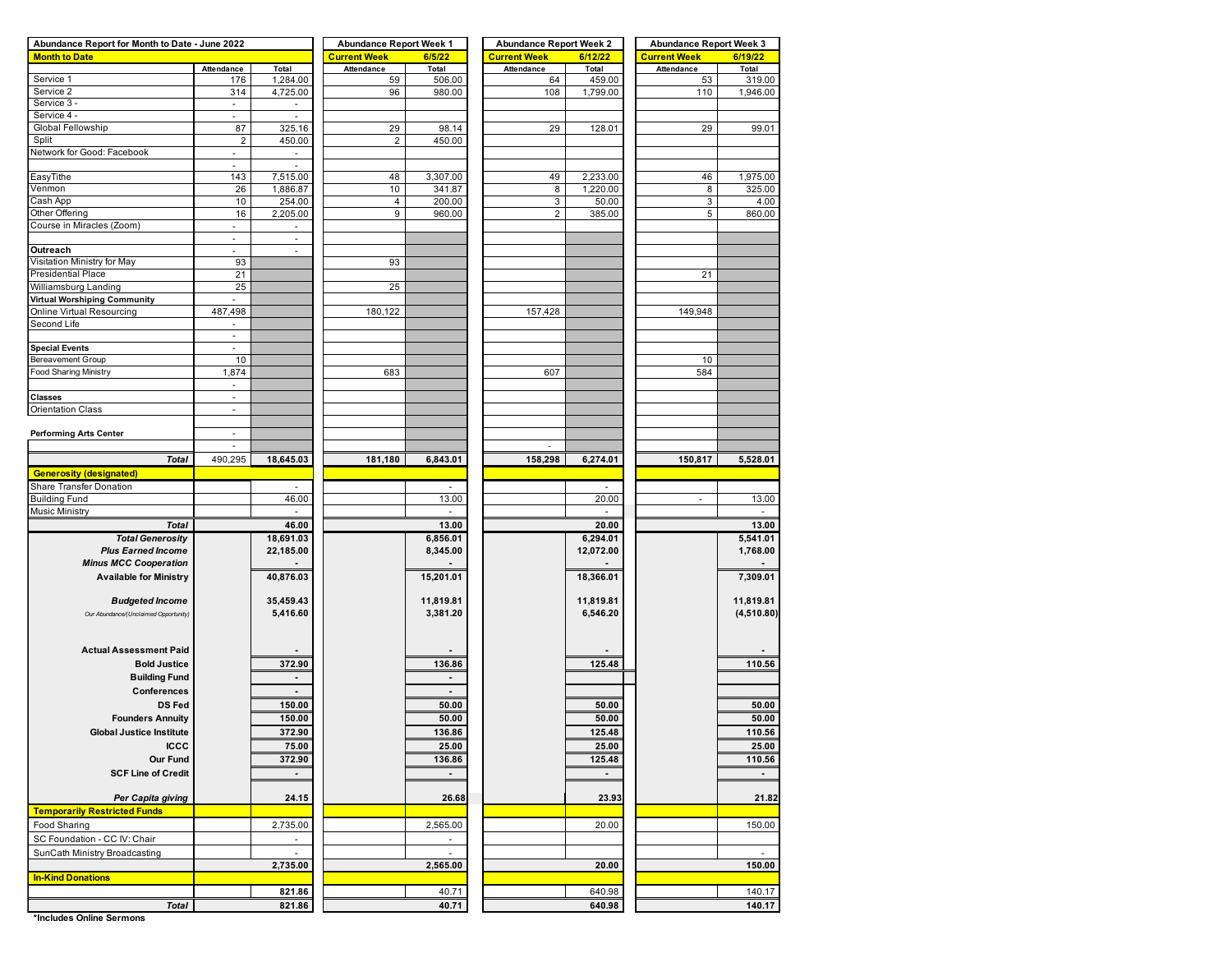| Abundance Report for Month to Date - June 2022 | | | Abundance Report Week 1 | | Abundance Report Week 2 | | Abundance Report Week 3 | |
|---|---|---|---|---|---|---|---|---|
| **Month to Date** | | | **Current Week** | **6/5/22** | **Current Week** | **6/12/22** | **Current Week** | **6/19/22** |
| | Attendance | Total | Attendance | Total | Attendance | Total | Attendance | Total |
| Service 1 | 176 | 1,284.00 | 59 | 506.00 | 64 | 459.00 | 53 | 319.00 |
| Service 2 | 314 | 4,725.00 | 96 | 980.00 | 108 | 1,799.00 | 110 | 1,946.00 |
| Service 3 - | - | - | | | | | | |
| Service 4 - | - | - | | | | | | |
| Global Fellowship | 87 | 325.16 | 29 | 98.14 | 29 | 128.01 | 29 | 99.01 |
| Split | 2 | 450.00 | 2 | 450.00 | | | | |
| Network for Good: Facebook | - | - | | | | | | |
| | - | - | | | | | | |
| EasyTithe | 143 | 7,515.00 | 48 | 3,307.00 | 49 | 2,233.00 | 46 | 1,975.00 |
| Venmon | 26 | 1,886.87 | 10 | 341.87 | 8 | 1,220.00 | 8 | 325.00 |
| Cash App | 10 | 254.00 | 4 | 200.00 | 3 | 50.00 | 3 | 4.00 |
| Other Offering | 16 | 2,205.00 | 9 | 960.00 | 2 | 385.00 | 5 | 860.00 |
| Course in Miracles (Zoom) | - | - | | | | | | |
| | - | - | | | | | | |
| **Outreach** | - | - | | | | | | |
| Visitation Ministry for May | 93 | | 93 | | | | | |
| Presidential Place | 21 | | | | | | 21 | |
| Williamsburg Landing | 25 | | 25 | | | | | |
| **Virtual Worshiping Community** | - | | | | | | | |
| Online Virtual Resourcing | 487,498 | | 180,122 | | 157,428 | | 149,948 | |
| Second Life | - | | | | | | | |
| | - | | | | | | | |
| **Special Events** | - | | | | | | | |
| Bereavement Group | 10 | | | | | | 10 | |
| Food Sharing Ministry | 1,874 | | 683 | | 607 | | 584 | |
| | - | | | | | | | |
| **Classes** | - | | | | | | | |
| Orientation Class | - | | | | | | | |
| | | | | | | | | |
| **Performing Arts Center** | - | | | | | | | |
| | - | | | | - | | | |
| ***Total*** | 490,295 | **18,645.03** | **181,180** | **6,843.01** | **158,298** | **6,274.01** | **150,817** | **5,528.01** |
| **Generosity (designated)** | | | | | | | | |
| Share Transfer Donation | | - | | - | | - | | |
| Building Fund | | 46.00 | | 13.00 | | 20.00 | - | 13.00 |
| Music Ministry | | - | | - | | - | | - |
| ***Total*** | | **46.00** | | **13.00** | | **20.00** | | **13.00** |
| ***Total Generosity*** | | **18,691.03** | | **6,856.01** | | **6,294.01** | | **5,541.01** |
| ***Plus Earned Income*** | | **22,185.00** | | **8,345.00** | | **12,072.00** | | **1,768.00** |
| ***Minus MCC Cooperation*** | | **-** | | **-** | | **-** | | **-** |
| **Available for Ministry** | | **40,876.03** | | **15,201.01** | | **18,366.01** | | **7,309.01** |
| ***Budgeted Income*** | | **35,459.43** | | **11,819.81** | | **11,819.81** | | **11,819.81** |
| *Our Abundance/(Unclaimed Opportunity)* | | **5,416.60** | | **3,381.20** | | **6,546.20** | | **(4,510.80)** |
| **Actual Assessment Paid** | | **-** | | **-** | | **-** | | **-** |
| **Bold Justice** | | **372.90** | | **136.86** | | **125.48** | | **110.56** |
| **Building Fund** | | **-** | | **-** | | | | |
| **Conferences** | | **-** | | **-** | | | | |
| **DS Fed** | | **150.00** | | **50.00** | | **50.00** | | **50.00** |
| **Founders Annuity** | | **150.00** | | **50.00** | | **50.00** | | **50.00** |
| **Global Justice Institute** | | **372.90** | | **136.86** | | **125.48** | | **110.56** |
| **ICCC** | | **75.00** | | **25.00** | | **25.00** | | **25.00** |
| **Our Fund** | | **372.90** | | **136.86** | | **125.48** | | **110.56** |
| **SCF Line of Credit** | | **-** | | **-** | | **-** | | **-** |
| ***Per Capita giving*** | | **24.15** | | **26.68** | | **23.93** | | **21.82** |
| **Temporarily Restricted Funds** | | | | | | | | |
| Food Sharing | | 2,735.00 | | 2,565.00 | | 20.00 | | 150.00 |
| SC Foundation - CC IV: Chair | | - | | - | | | | |
| SunCath Ministry Broadcasting | | - | | - | | | | - |
| | | **2,735.00** | | **2,565.00** | | **20.00** | | **150.00** |
| **In-Kind Donations** | | | | | | | | |
| | | 821.86 | | 40.71 | | 640.98 | | 140.17 |
| ***Total*** | | **821.86** | | **40.71** | | **640.98** | | **140.17** |

**\*Includes Online Sermons**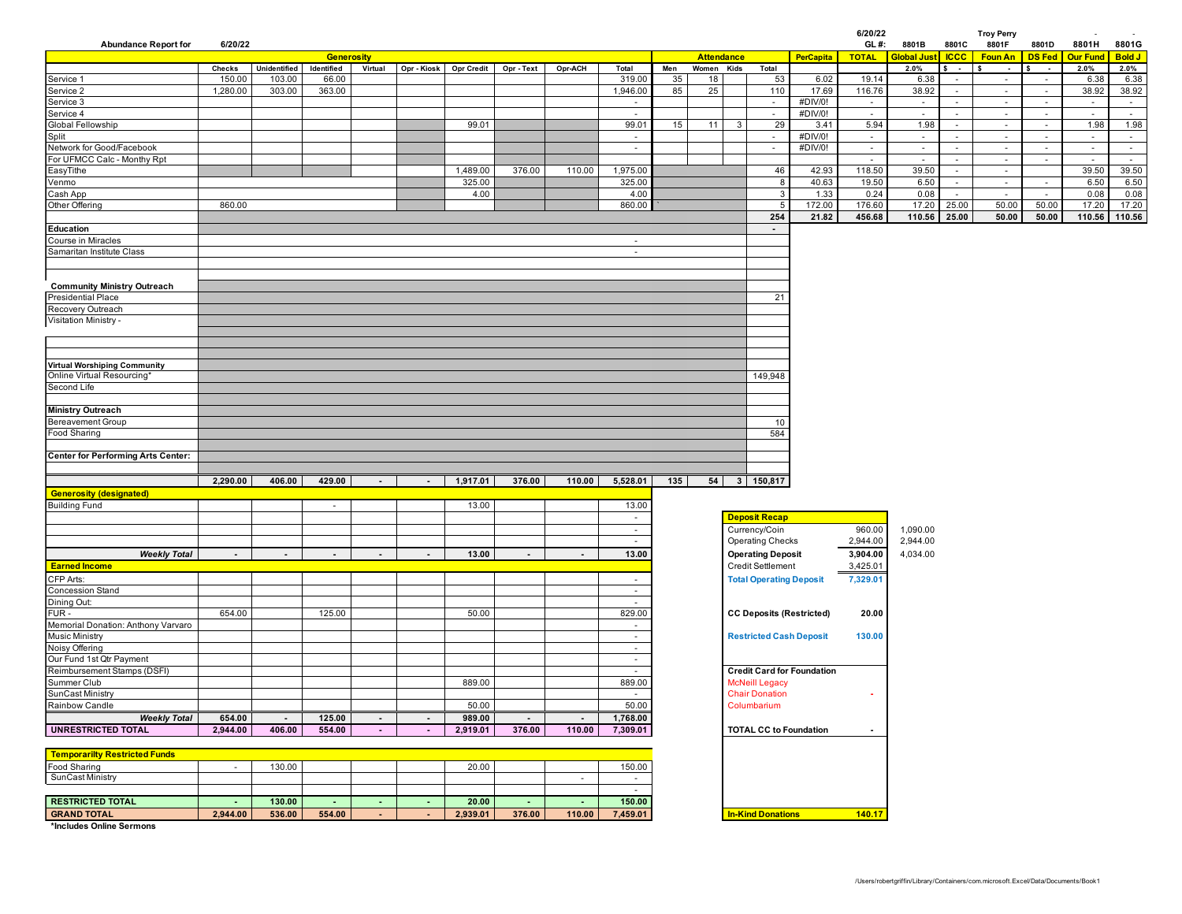**Abundance Report for 6/20/22**

| | Generosity | | | | | | | | | Attendance | | | | PerCapita | 6/20/22 GL #: TOTAL | 8801B Global Just 2.0% | 8801C ICCC $ - | Troy Perry 8801F Foun An $ - | 8801D DS Fed $ - | 8801H Our Fund 2.0% | 8801G Bold J 2.0% |
|---|---|---|---|---|---|---|---|---|---|---|---|---|---|---|---|---|---|---|---|---|---|
| | Checks | Unidentified | Identified | Virtual | Opr - Kiosk | Opr Credit | Opr - Text | Opr-ACH | Total | Men | Women | Kids | Total | | | | | | | | |
| Service 1 | 150.00 | 103.00 | 66.00 | | | | | | 319.00 | 35 | 18 | | 53 | 6.02 | 19.14 | 6.38 | - | - | - | 6.38 | 6.38 |
| Service 2 | 1,280.00 | 303.00 | 363.00 | | | | | | 1,946.00 | 85 | 25 | | 110 | 17.69 | 116.76 | 38.92 | - | - | - | 38.92 | 38.92 |
| Service 3 | | | | | | | | | - | | | | - | #DIV/0! | - | - | - | - | - | - | - |
| Service 4 | | | | | | | | | - | | | | - | #DIV/0! | - | - | - | - | - | - | - |
| Global Fellowship | | | | | | 99.01 | | | 99.01 | 15 | 11 | 3 | 29 | 3.41 | 5.94 | 1.98 | - | - | - | 1.98 | 1.98 |
| Split | | | | | | | | | - | | | | - | #DIV/0! | - | - | - | - | - | - | - |
| Network for Good/Facebook | | | | | | | | | - | | | | - | #DIV/0! | - | - | - | - | - | - | - |
| For UFMCC Calc - Monthy Rpt | | | | | | | | | | | | | | | - | - | - | - | - | - | - |
| EasyTithe | | | | | | 1,489.00 | 376.00 | 110.00 | 1,975.00 | | | | 46 | 42.93 | 118.50 | 39.50 | - | - | | 39.50 | 39.50 |
| Venmo | | | | | | 325.00 | | | 325.00 | | | | 8 | 40.63 | 19.50 | 6.50 | - | - | - | 6.50 | 6.50 |
| Cash App | | | | | | 4.00 | | | 4.00 | | | | 3 | 1.33 | 0.24 | 0.08 | - | - | - | 0.08 | 0.08 |
| Other Offering | 860.00 | | | | | | | | 860.00 | | | | 5 | 172.00 | 176.60 | 17.20 | 25.00 | 50.00 | 50.00 | 17.20 | 17.20 |
| | | | | | | | | | | | | | **254** | **21.82** | **456.68** | **110.56** | **25.00** | **50.00** | **50.00** | **110.56** | **110.56** |
| **Education** | | | | | | | | | | | | | - | | | | | | | | |
| Course in Miracles | | | | | | | | | - | | | | | | | | | | | | |
| Samaritan Institute Class | | | | | | | | | - | | | | | | | | | | | | |
| **Community Ministry Outreach** | | | | | | | | | | | | | | | | | | | | | |
| Presidential Place | | | | | | | | | | | | | 21 | | | | | | | | |
| Recovery Outreach | | | | | | | | | | | | | | | | | | | | | |
| Visitation Ministry - | | | | | | | | | | | | | | | | | | | | | |
| **Virtual Worshiping Community** | | | | | | | | | | | | | | | | | | | | | |
| Online Virtual Resourcing* | | | | | | | | | | | | | 149,948 | | | | | | | | |
| Second Life | | | | | | | | | | | | | | | | | | | | | |
| **Ministry Outreach** | | | | | | | | | | | | | | | | | | | | | |
| Bereavement Group | | | | | | | | | | | | | 10 | | | | | | | | |
| Food Sharing | | | | | | | | | | | | | 584 | | | | | | | | |
| **Center for Performing Arts Center:** | | | | | | | | | | | | | | | | | | | | | |
| | **2,290.00** | **406.00** | **429.00** | **-** | **-** | **1,917.01** | **376.00** | **110.00** | **5,528.01** | **135** | **54** | **3** | **150,817** | | | | | | | | |

| **Generosity (designated)** | | | | | | | | | |
|---|---|---|---|---|---|---|---|---|---|
| Building Fund | | | - | | | 13.00 | | | 13.00 |
| | | | | | | | | | - |
| | | | | | | | | | - |
| | | | | | | | | | - |
| ***Weekly Total*** | **-** | **-** | **-** | **-** | **-** | **13.00** | **-** | **-** | **13.00** |
| **Earned Income** | | | | | | | | | |
| CFP Arts: | | | | | | | | | - |
| Concession Stand | | | | | | | | | - |
| Dining Out: | | | | | | | | | - |
| FUR - | 654.00 | | 125.00 | | | 50.00 | | | 829.00 |
| Memorial Donation: Anthony Varvaro | | | | | | | | | - |
| Music Ministry | | | | | | | | | - |
| Noisy Offering | | | | | | | | | - |
| Our Fund 1st Qtr Payment | | | | | | | | | - |
| Reimbursement Stamps (DSFI) | | | | | | | | | - |
| Summer Club | | | | | | 889.00 | | | 889.00 |
| SunCast Ministry | | | | | | | | | - |
| Rainbow Candle | | | | | | 50.00 | | | 50.00 |
| ***Weekly Total*** | **654.00** | **-** | **125.00** | **-** | **-** | **989.00** | **-** | **-** | **1,768.00** |
| **UNRESTRICTED TOTAL** | **2,944.00** | **406.00** | **554.00** | **-** | **-** | **2,919.01** | **376.00** | **110.00** | **7,309.01** |
| **Temporarilty Restricted Funds** | | | | | | | | | |
| Food Sharing | - | 130.00 | | | | 20.00 | | | 150.00 |
| SunCast Ministry | | | | | | | | - | - |
| | | | | | | | | | - |
| **RESTRICTED TOTAL** | **-** | **130.00** | **-** | **-** | **-** | **20.00** | **-** | **-** | **150.00** |
| **GRAND TOTAL** | **2,944.00** | **536.00** | **554.00** | **-** | **-** | **2,939.01** | **376.00** | **110.00** | **7,459.01** |

*Includes Online Sermons

| **Deposit Recap** | | |
|---|---|---|
| Currency/Coin | 960.00 | 1,090.00 |
| Operating Checks | 2,944.00 | 2,944.00 |
| **Operating Deposit** | **3,904.00** | 4,034.00 |
| Credit Settlement | 3,425.01 | |
| **Total Operating Deposit** | **7,329.01** | |
| **CC Deposits (Restricted)** | **20.00** | |
| **Restricted Cash Deposit** | **130.00** | |
| **Credit Card for Foundation** | | |
| McNeill Legacy | | |
| Chair Donation | - | |
| Columbarium | | |
| **TOTAL CC to Foundation** | **-** | |
| **In-Kind Donations** | **140.17** | |

/Users/robertgriffin/Library/Containers/com.microsoft.Excel/Data/Documents/Book1